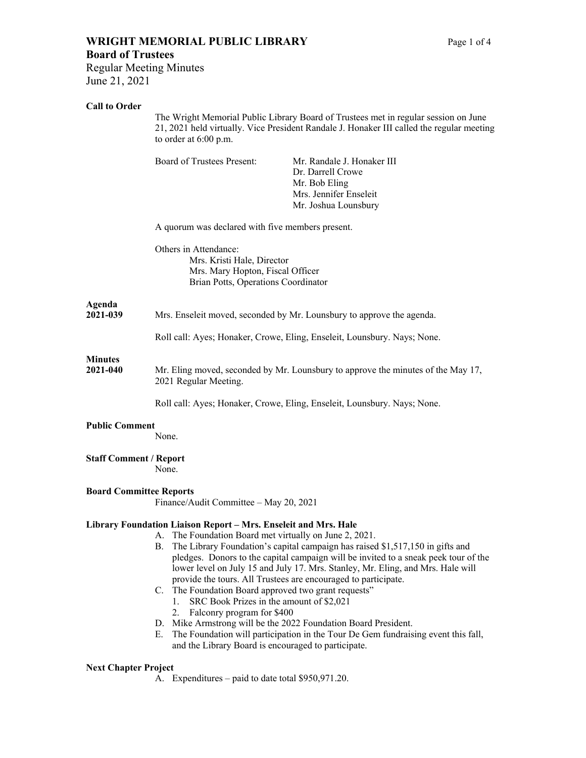# WRIGHT MEMORIAL PUBLIC LIBRARY

## Board of Trustees

Regular Meeting Minutes
June 21, 2021

### Call to Order

The Wright Memorial Public Library Board of Trustees met in regular session on June 21, 2021 held virtually. Vice President Randale J. Honaker III called the regular meeting to order at 6:00 p.m.

Board of Trustees Present: Mr. Randale J. Honaker III
Dr. Darrell Crowe
Mr. Bob Eling
Mrs. Jennifer Enseleit
Mr. Joshua Lounsbury

A quorum was declared with five members present.

Others in Attendance:
Mrs. Kristi Hale, Director
Mrs. Mary Hopton, Fiscal Officer
Brian Potts, Operations Coordinator

### Agenda

**2021-039** Mrs. Enseleit moved, seconded by Mr. Lounsbury to approve the agenda.

Roll call: Ayes; Honaker, Crowe, Eling, Enseleit, Lounsbury. Nays; None.

### Minutes

**2021-040** Mr. Eling moved, seconded by Mr. Lounsbury to approve the minutes of the May 17, 2021 Regular Meeting.

Roll call: Ayes; Honaker, Crowe, Eling, Enseleit, Lounsbury. Nays; None.

### Public Comment

None.

### Staff Comment / Report

None.

### Board Committee Reports

Finance/Audit Committee – May 20, 2021

### Library Foundation Liaison Report – Mrs. Enseleit and Mrs. Hale

A. The Foundation Board met virtually on June 2, 2021.
B. The Library Foundation's capital campaign has raised $1,517,150 in gifts and pledges. Donors to the capital campaign will be invited to a sneak peek tour of the lower level on July 15 and July 17. Mrs. Stanley, Mr. Eling, and Mrs. Hale will provide the tours. All Trustees are encouraged to participate.
C. The Foundation Board approved two grant requests"
   1. SRC Book Prizes in the amount of $2,021
   2. Falconry program for $400
D. Mike Armstrong will be the 2022 Foundation Board President.
E. The Foundation will participation in the Tour De Gem fundraising event this fall, and the Library Board is encouraged to participate.

### Next Chapter Project

A. Expenditures – paid to date total $950,971.20.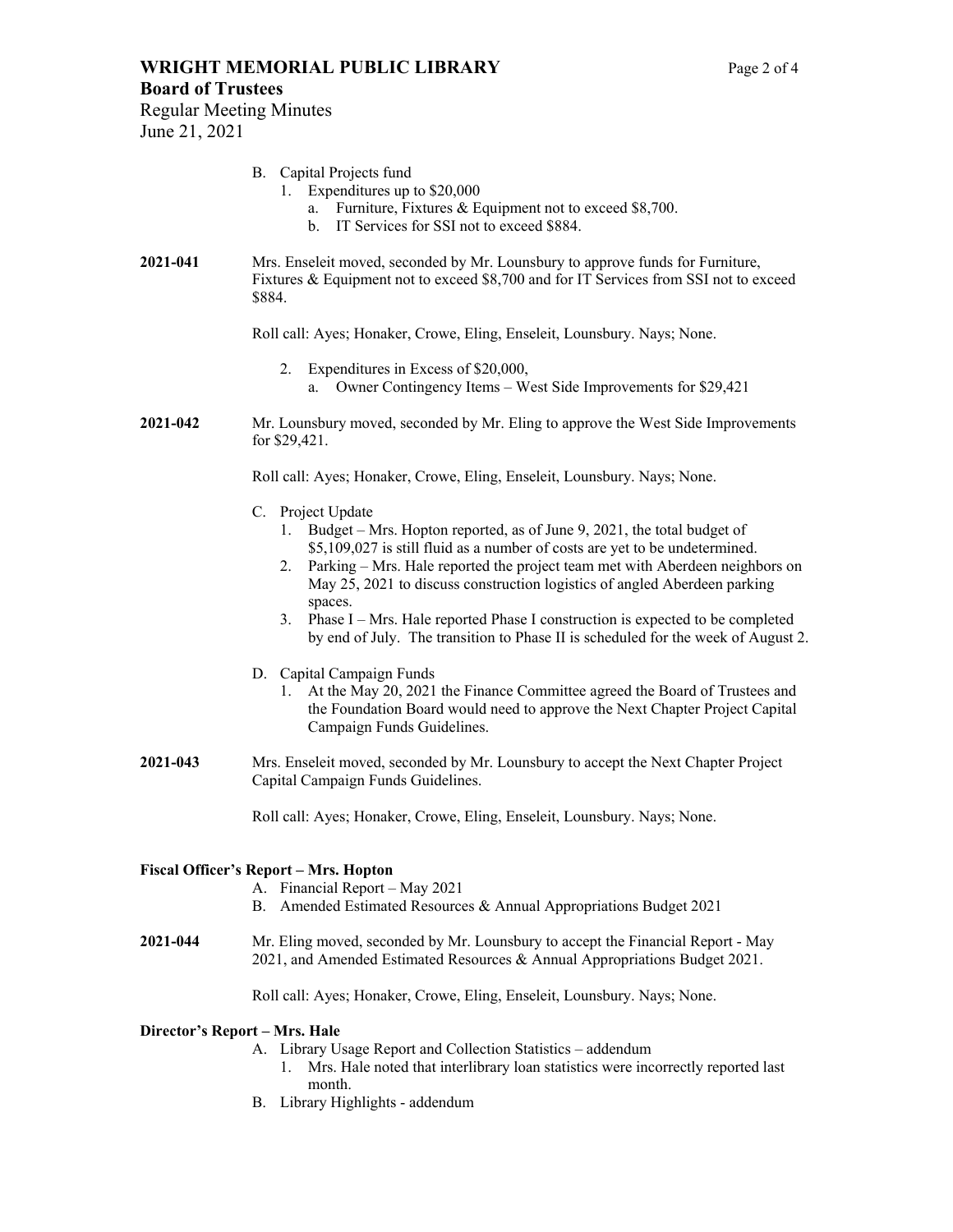B. Capital Projects fund
   1. Expenditures up to $20,000
      a. Furniture, Fixtures & Equipment not to exceed $8,700.
      b. IT Services for SSI not to exceed $884.

**2021-041** Mrs. Enseleit moved, seconded by Mr. Lounsbury to approve funds for Furniture, Fixtures & Equipment not to exceed $8,700 and for IT Services from SSI not to exceed $884.

Roll call: Ayes; Honaker, Crowe, Eling, Enseleit, Lounsbury. Nays; None.

   2. Expenditures in Excess of $20,000,
      a. Owner Contingency Items – West Side Improvements for $29,421

**2021-042** Mr. Lounsbury moved, seconded by Mr. Eling to approve the West Side Improvements for $29,421.

Roll call: Ayes; Honaker, Crowe, Eling, Enseleit, Lounsbury. Nays; None.

C. Project Update
   1. Budget – Mrs. Hopton reported, as of June 9, 2021, the total budget of $5,109,027 is still fluid as a number of costs are yet to be undetermined.
   2. Parking – Mrs. Hale reported the project team met with Aberdeen neighbors on May 25, 2021 to discuss construction logistics of angled Aberdeen parking spaces.
   3. Phase I – Mrs. Hale reported Phase I construction is expected to be completed by end of July. The transition to Phase II is scheduled for the week of August 2.

D. Capital Campaign Funds
   1. At the May 20, 2021 the Finance Committee agreed the Board of Trustees and the Foundation Board would need to approve the Next Chapter Project Capital Campaign Funds Guidelines.

**2021-043** Mrs. Enseleit moved, seconded by Mr. Lounsbury to accept the Next Chapter Project Capital Campaign Funds Guidelines.

Roll call: Ayes; Honaker, Crowe, Eling, Enseleit, Lounsbury. Nays; None.

**Fiscal Officer's Report – Mrs. Hopton**

A. Financial Report – May 2021
B. Amended Estimated Resources & Annual Appropriations Budget 2021

**2021-044** Mr. Eling moved, seconded by Mr. Lounsbury to accept the Financial Report - May 2021, and Amended Estimated Resources & Annual Appropriations Budget 2021.

Roll call: Ayes; Honaker, Crowe, Eling, Enseleit, Lounsbury. Nays; None.

**Director's Report – Mrs. Hale**

A. Library Usage Report and Collection Statistics – addendum
   1. Mrs. Hale noted that interlibrary loan statistics were incorrectly reported last month.
B. Library Highlights - addendum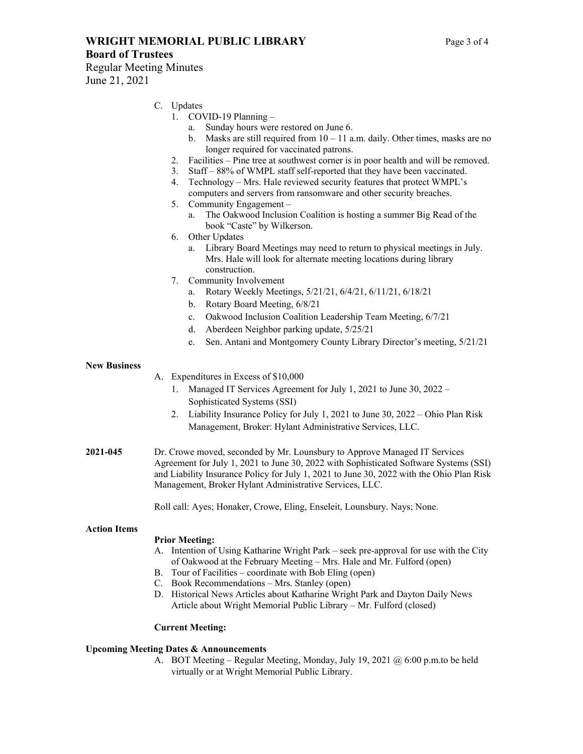C. Updates
   1. COVID-19 Planning –
      a. Sunday hours were restored on June 6.
      b. Masks are still required from 10 – 11 a.m. daily. Other times, masks are no longer required for vaccinated patrons.
   2. Facilities – Pine tree at southwest corner is in poor health and will be removed.
   3. Staff – 88% of WMPL staff self-reported that they have been vaccinated.
   4. Technology – Mrs. Hale reviewed security features that protect WMPL's computers and servers from ransomware and other security breaches.
   5. Community Engagement –
      a. The Oakwood Inclusion Coalition is hosting a summer Big Read of the book "Caste" by Wilkerson.
   6. Other Updates
      a. Library Board Meetings may need to return to physical meetings in July. Mrs. Hale will look for alternate meeting locations during library construction.
   7. Community Involvement
      a. Rotary Weekly Meetings, 5/21/21, 6/4/21, 6/11/21, 6/18/21
      b. Rotary Board Meeting, 6/8/21
      c. Oakwood Inclusion Coalition Leadership Team Meeting, 6/7/21
      d. Aberdeen Neighbor parking update, 5/25/21
      e. Sen. Antani and Montgomery County Library Director's meeting, 5/21/21

**New Business**

A. Expenditures in Excess of $10,000
   1. Managed IT Services Agreement for July 1, 2021 to June 30, 2022 – Sophisticated Systems (SSI)
   2. Liability Insurance Policy for July 1, 2021 to June 30, 2022 – Ohio Plan Risk Management, Broker: Hylant Administrative Services, LLC.

**2021-045** Dr. Crowe moved, seconded by Mr. Lounsbury to Approve Managed IT Services Agreement for July 1, 2021 to June 30, 2022 with Sophisticated Software Systems (SSI) and Liability Insurance Policy for July 1, 2021 to June 30, 2022 with the Ohio Plan Risk Management, Broker Hylant Administrative Services, LLC.

Roll call: Ayes; Honaker, Crowe, Eling, Enseleit, Lounsbury. Nays; None.

**Action Items**

**Prior Meeting:**

A. Intention of Using Katharine Wright Park – seek pre-approval for use with the City of Oakwood at the February Meeting – Mrs. Hale and Mr. Fulford (open)
B. Tour of Facilities – coordinate with Bob Eling (open)
C. Book Recommendations – Mrs. Stanley (open)
D. Historical News Articles about Katharine Wright Park and Dayton Daily News Article about Wright Memorial Public Library – Mr. Fulford (closed)

**Current Meeting:**

**Upcoming Meeting Dates & Announcements**

A. BOT Meeting – Regular Meeting, Monday, July 19, 2021 @ 6:00 p.m.to be held virtually or at Wright Memorial Public Library.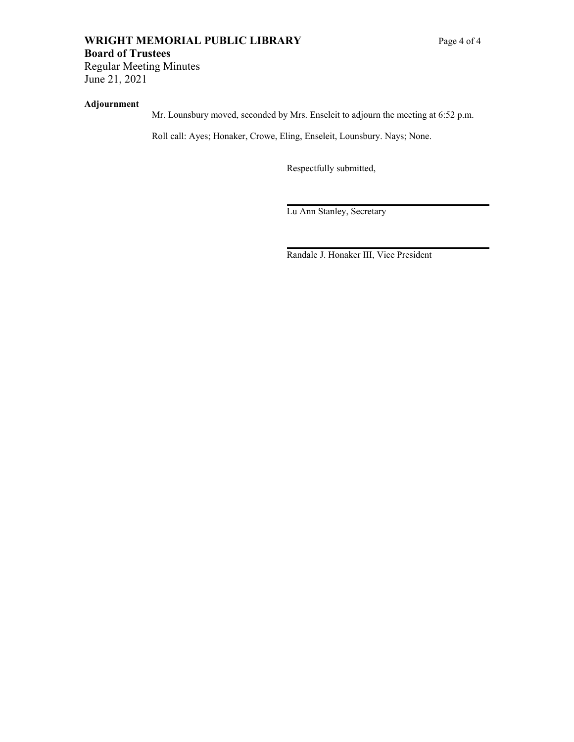**Adjournment**

Mr. Lounsbury moved, seconded by Mrs. Enseleit to adjourn the meeting at 6:52 p.m.

Roll call: Ayes; Honaker, Crowe, Eling, Enseleit, Lounsbury. Nays; None.

Respectfully submitted,

Lu Ann Stanley, Secretary

Randale J. Honaker III, Vice President